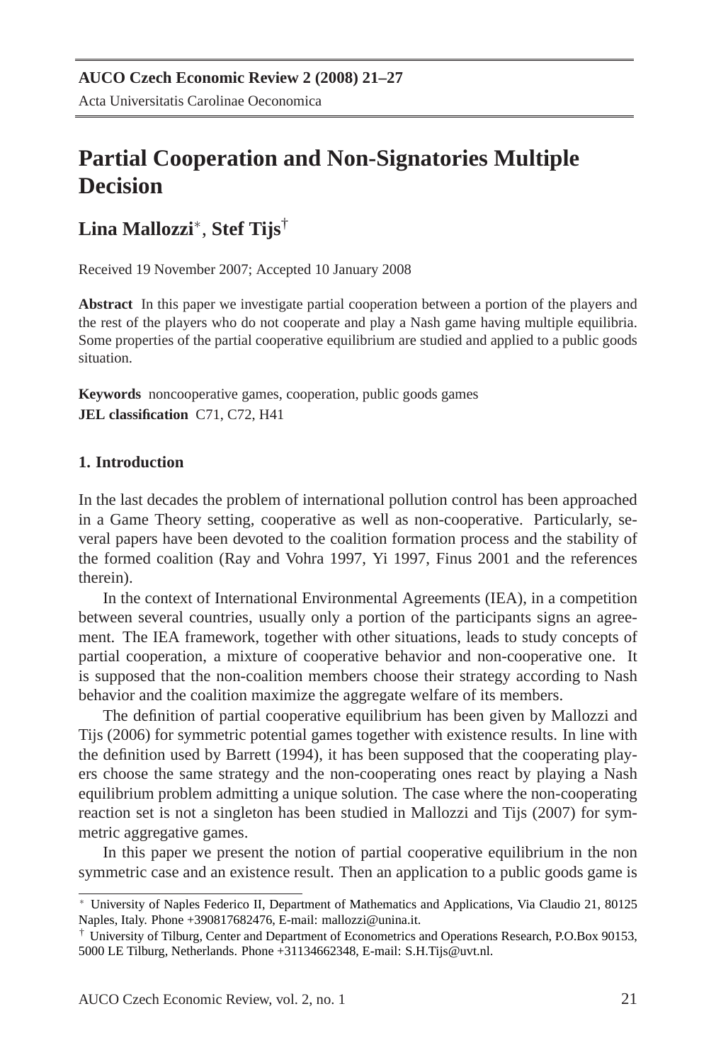# Partial Cooperation and Non-Signatories Multiple Decision

**Lina Mallozzi**[*], **Stef Tijs**[†]

Received 19 November 2007; Accepted 10 January 2008

**Abstract** In this paper we investigate partial cooperation between a portion of the players and the rest of the players who do not cooperate and play a Nash game having multiple equilibria. Some properties of the partial cooperative equilibrium are studied and applied to a public goods situation.

**Keywords** noncooperative games, cooperation, public goods games

**JEL classification** C71, C72, H41

## 1. Introduction

In the last decades the problem of international pollution control has been approached in a Game Theory setting, cooperative as well as non-cooperative. Particularly, several papers have been devoted to the coalition formation process and the stability of the formed coalition (Ray and Vohra 1997, Yi 1997, Finus 2001 and the references therein).

In the context of International Environmental Agreements (IEA), in a competition between several countries, usually only a portion of the participants signs an agreement. The IEA framework, together with other situations, leads to study concepts of partial cooperation, a mixture of cooperative behavior and non-cooperative one. It is supposed that the non-coalition members choose their strategy according to Nash behavior and the coalition maximize the aggregate welfare of its members.

The definition of partial cooperative equilibrium has been given by Mallozzi and Tijs (2006) for symmetric potential games together with existence results. In line with the definition used by Barrett (1994), it has been supposed that the cooperating players choose the same strategy and the non-cooperating ones react by playing a Nash equilibrium problem admitting a unique solution. The case where the non-cooperating reaction set is not a singleton has been studied in Mallozzi and Tijs (2007) for symmetric aggregative games.

In this paper we present the notion of partial cooperative equilibrium in the non symmetric case and an existence result. Then an application to a public goods game is

---

[*] University of Naples Federico II, Department of Mathematics and Applications, Via Claudio 21, 80125 Naples, Italy. Phone +390817682476, E-mail: mallozzi@unina.it.

[†] University of Tilburg, Center and Department of Econometrics and Operations Research, P.O.Box 90153, 5000 LE Tilburg, Netherlands. Phone +31134662348, E-mail: S.H.Tijs@uvt.nl.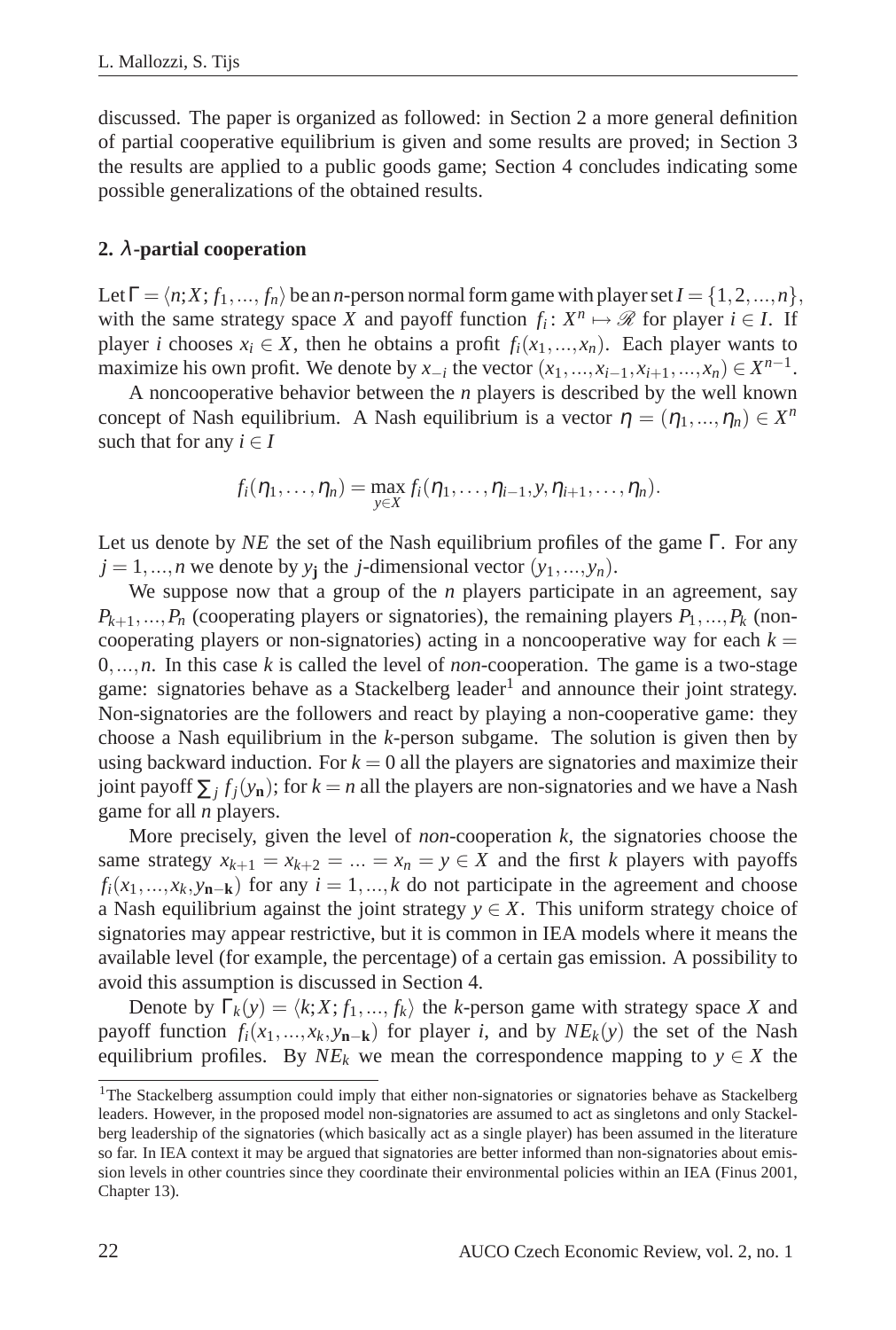discussed. The paper is organized as followed: in Section 2 a more general definition of partial cooperative equilibrium is given and some results are proved; in Section 3 the results are applied to a public goods game; Section 4 concludes indicating some possible generalizations of the obtained results.

## 2. $\lambda$-partial cooperation

Let $\Gamma = \langle n; X; f_1, ..., f_n \rangle$ be an $n$-person normal form game with player set $I = \{1, 2, ..., n\}$, with the same strategy space $X$ and payoff function $f_i \colon X^n \mapsto \mathscr{R}$ for player $i \in I$. If player $i$ chooses $x_i \in X$, then he obtains a profit $f_i(x_1, ..., x_n)$. Each player wants to maximize his own profit. We denote by $x_{-i}$ the vector $(x_1, ..., x_{i-1}, x_{i+1}, ..., x_n) \in X^{n-1}$.

A noncooperative behavior between the $n$ players is described by the well known concept of Nash equilibrium. A Nash equilibrium is a vector $\eta = (\eta_1, ..., \eta_n) \in X^n$ such that for any $i \in I$

$$f_i(\eta_1, \ldots, \eta_n) = \max_{y \in X} f_i(\eta_1, \ldots, \eta_{i-1}, y, \eta_{i+1}, \ldots, \eta_n).$$

Let us denote by $NE$ the set of the Nash equilibrium profiles of the game $\Gamma$. For any $j = 1, ..., n$ we denote by $y_\mathbf{j}$ the $j$-dimensional vector $(y_1, ..., y_n)$.

We suppose now that a group of the $n$ players participate in an agreement, say $P_{k+1}, ..., P_n$ (cooperating players or signatories), the remaining players $P_1, ..., P_k$ (non-cooperating players or non-signatories) acting in a noncooperative way for each $k = 0, ..., n$. In this case $k$ is called the level of *non*-cooperation. The game is a two-stage game: signatories behave as a Stackelberg leader[1] and announce their joint strategy. Non-signatories are the followers and react by playing a non-cooperative game: they choose a Nash equilibrium in the $k$-person subgame. The solution is given then by using backward induction. For $k = 0$ all the players are signatories and maximize their joint payoff $\sum_j f_j(y_\mathbf{n})$; for $k = n$ all the players are non-signatories and we have a Nash game for all $n$ players.

More precisely, given the level of *non*-cooperation $k$, the signatories choose the same strategy $x_{k+1} = x_{k+2} = ... = x_n = y \in X$ and the first $k$ players with payoffs $f_i(x_1, ..., x_k, y_{\mathbf{n-k}})$ for any $i = 1, ..., k$ do not participate in the agreement and choose a Nash equilibrium against the joint strategy $y \in X$. This uniform strategy choice of signatories may appear restrictive, but it is common in IEA models where it means the available level (for example, the percentage) of a certain gas emission. A possibility to avoid this assumption is discussed in Section 4.

Denote by $\Gamma_k(y) = \langle k; X; f_1, ..., f_k \rangle$ the $k$-person game with strategy space $X$ and payoff function $f_i(x_1, ..., x_k, y_{\mathbf{n-k}})$ for player $i$, and by $NE_k(y)$ the set of the Nash equilibrium profiles. By $NE_k$ we mean the correspondence mapping to $y \in X$ the

[1] The Stackelberg assumption could imply that either non-signatories or signatories behave as Stackelberg leaders. However, in the proposed model non-signatories are assumed to act as singletons and only Stackelberg leadership of the signatories (which basically act as a single player) has been assumed in the literature so far. In IEA context it may be argued that signatories are better informed than non-signatories about emission levels in other countries since they coordinate their environmental policies within an IEA (Finus 2001, Chapter 13).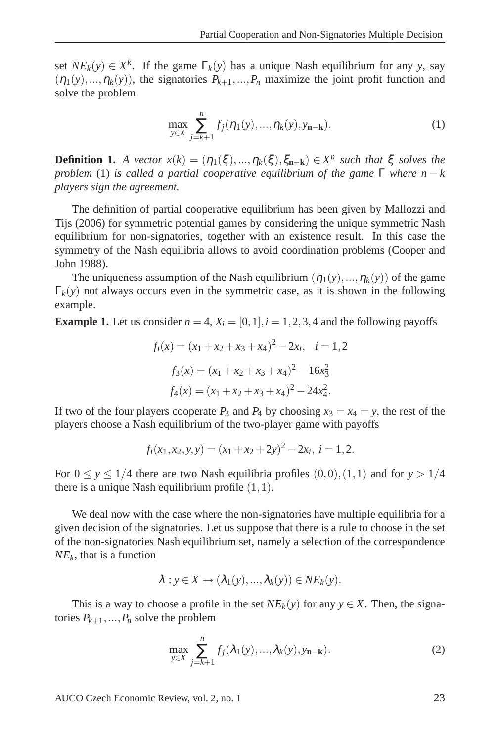set $NE_k(y) \in X^k$. If the game $\Gamma_k(y)$ has a unique Nash equilibrium for any $y$, say $(\eta_1(y),...,\eta_k(y))$, the signatories $P_{k+1},...,P_n$ maximize the joint profit function and solve the problem

$$\max_{y \in X} \sum_{j=k+1}^{n} f_j(\eta_1(y),...,\eta_k(y),y_{\mathbf{n-k}}). \tag{1}$$

**Definition 1.** *A vector $x(k) = (\eta_1(\xi),...,\eta_k(\xi),\xi_{\mathbf{n-k}}) \in X^n$ such that $\xi$ solves the problem* (1) *is called a partial cooperative equilibrium of the game $\Gamma$ where $n-k$ players sign the agreement.*

The definition of partial cooperative equilibrium has been given by Mallozzi and Tijs (2006) for symmetric potential games by considering the unique symmetric Nash equilibrium for non-signatories, together with an existence result. In this case the symmetry of the Nash equilibria allows to avoid coordination problems (Cooper and John 1988).

The uniqueness assumption of the Nash equilibrium $(\eta_1(y),...,\eta_k(y))$ of the game $\Gamma_k(y)$ not always occurs even in the symmetric case, as it is shown in the following example.

**Example 1.** Let us consider $n = 4$, $X_i = [0,1], i = 1,2,3,4$ and the following payoffs

$$f_i(x) = (x_1 + x_2 + x_3 + x_4)^2 - 2x_i, \quad i = 1,2$$

$$f_3(x) = (x_1 + x_2 + x_3 + x_4)^2 - 16x_3^2$$

$$f_4(x) = (x_1 + x_2 + x_3 + x_4)^2 - 24x_4^2.$$

If two of the four players cooperate $P_3$ and $P_4$ by choosing $x_3 = x_4 = y$, the rest of the players choose a Nash equilibrium of the two-player game with payoffs

$$f_i(x_1,x_2,y,y) = (x_1 + x_2 + 2y)^2 - 2x_i, \; i = 1,2.$$

For $0 \leq y \leq 1/4$ there are two Nash equilibria profiles $(0,0),(1,1)$ and for $y > 1/4$ there is a unique Nash equilibrium profile $(1,1)$.

We deal now with the case where the non-signatories have multiple equilibria for a given decision of the signatories. Let us suppose that there is a rule to choose in the set of the non-signatories Nash equilibrium set, namely a selection of the correspondence $NE_k$, that is a function

$$\lambda : y \in X \mapsto (\lambda_1(y),...,\lambda_k(y)) \in NE_k(y).$$

This is a way to choose a profile in the set $NE_k(y)$ for any $y \in X$. Then, the signatories $P_{k+1},...,P_n$ solve the problem

$$\max_{y \in X} \sum_{j=k+1}^{n} f_j(\lambda_1(y),...,\lambda_k(y),y_{\mathbf{n-k}}). \tag{2}$$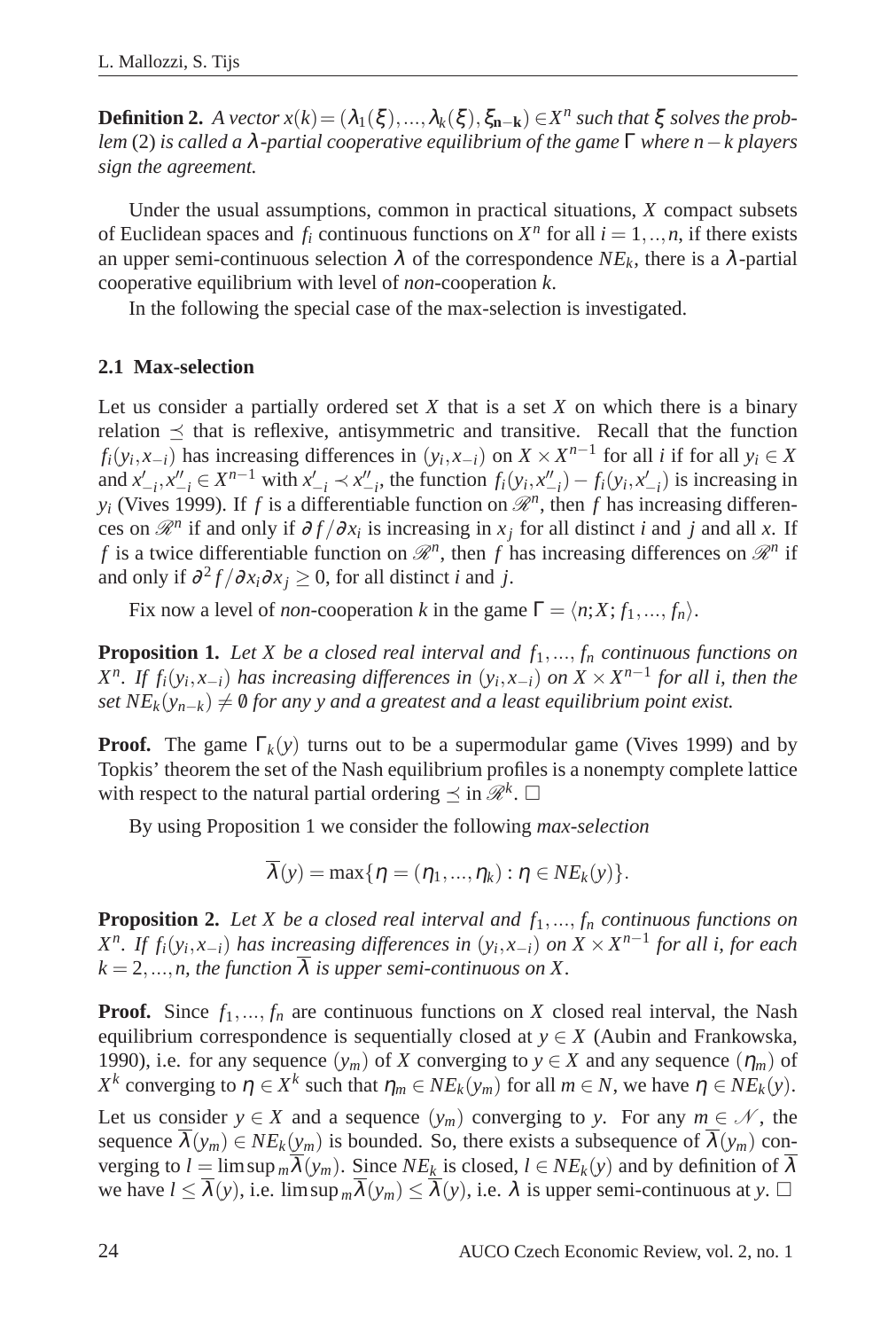**Definition 2.** *A vector* $x(k) = (\lambda_1(\xi), ..., \lambda_k(\xi), \xi_{\mathbf{n-k}}) \in X^n$ *such that* $\xi$ *solves the problem* (2) *is called a* $\lambda$*-partial cooperative equilibrium of the game* $\Gamma$ *where* $n-k$ *players sign the agreement.*

Under the usual assumptions, common in practical situations, $X$ compact subsets of Euclidean spaces and $f_i$ continuous functions on $X^n$ for all $i = 1,..,n$, if there exists an upper semi-continuous selection $\lambda$ of the correspondence $NE_k$, there is a $\lambda$-partial cooperative equilibrium with level of *non*-cooperation $k$.

In the following the special case of the max-selection is investigated.

### 2.1 Max-selection

Let us consider a partially ordered set $X$ that is a set $X$ on which there is a binary relation $\preceq$ that is reflexive, antisymmetric and transitive. Recall that the function $f_i(y_i, x_{-i})$ has increasing differences in $(y_i, x_{-i})$ on $X \times X^{n-1}$ for all $i$ if for all $y_i \in X$ and $x'_{-i}, x''_{-i} \in X^{n-1}$ with $x'_{-i} \prec x''_{-i}$, the function $f_i(y_i, x''_{-i}) - f_i(y_i, x'_{-i})$ is increasing in $y_i$ (Vives 1999). If $f$ is a differentiable function on $\mathscr{R}^n$, then $f$ has increasing differences on $\mathscr{R}^n$ if and only if $\partial f / \partial x_i$ is increasing in $x_j$ for all distinct $i$ and $j$ and all $x$. If $f$ is a twice differentiable function on $\mathscr{R}^n$, then $f$ has increasing differences on $\mathscr{R}^n$ if and only if $\partial^2 f / \partial x_i \partial x_j \geq 0$, for all distinct $i$ and $j$.

Fix now a level of *non*-cooperation $k$ in the game $\Gamma = \langle n; X; f_1, ..., f_n \rangle$.

**Proposition 1.** *Let* $X$ *be a closed real interval and* $f_1, ..., f_n$ *continuous functions on* $X^n$*. If* $f_i(y_i, x_{-i})$ *has increasing differences in* $(y_i, x_{-i})$ *on* $X \times X^{n-1}$ *for all i, then the set* $NE_k(y_{n-k}) \neq \emptyset$ *for any y and a greatest and a least equilibrium point exist.*

**Proof.** The game $\Gamma_k(y)$ turns out to be a supermodular game (Vives 1999) and by Topkis' theorem the set of the Nash equilibrium profiles is a nonempty complete lattice with respect to the natural partial ordering $\preceq$ in $\mathscr{R}^k$. □

By using Proposition 1 we consider the following *max-selection*

$$\overline{\lambda}(y) = \max\{\eta = (\eta_1, ..., \eta_k) : \eta \in NE_k(y)\}.$$

**Proposition 2.** *Let* $X$ *be a closed real interval and* $f_1, ..., f_n$ *continuous functions on* $X^n$*. If* $f_i(y_i, x_{-i})$ *has increasing differences in* $(y_i, x_{-i})$ *on* $X \times X^{n-1}$ *for all i, for each* $k = 2, ..., n$*, the function* $\overline{\lambda}$ *is upper semi-continuous on* $X$*.*

**Proof.** Since $f_1, ..., f_n$ are continuous functions on $X$ closed real interval, the Nash equilibrium correspondence is sequentially closed at $y \in X$ (Aubin and Frankowska, 1990), i.e. for any sequence $(y_m)$ of $X$ converging to $y \in X$ and any sequence $(\eta_m)$ of $X^k$ converging to $\eta \in X^k$ such that $\eta_m \in NE_k(y_m)$ for all $m \in N$, we have $\eta \in NE_k(y)$. Let us consider $y \in X$ and a sequence $(y_m)$ converging to $y$. For any $m \in \mathscr{N}$, the sequence $\overline{\lambda}(y_m) \in NE_k(y_m)$ is bounded. So, there exists a subsequence of $\overline{\lambda}(y_m)$ converging to $l = \limsup_m \overline{\lambda}(y_m)$. Since $NE_k$ is closed, $l \in NE_k(y)$ and by definition of $\overline{\lambda}$ we have $l \leq \overline{\lambda}(y)$, i.e. $\limsup_m \overline{\lambda}(y_m) \leq \overline{\lambda}(y)$, i.e. $\lambda$ is upper semi-continuous at $y$. □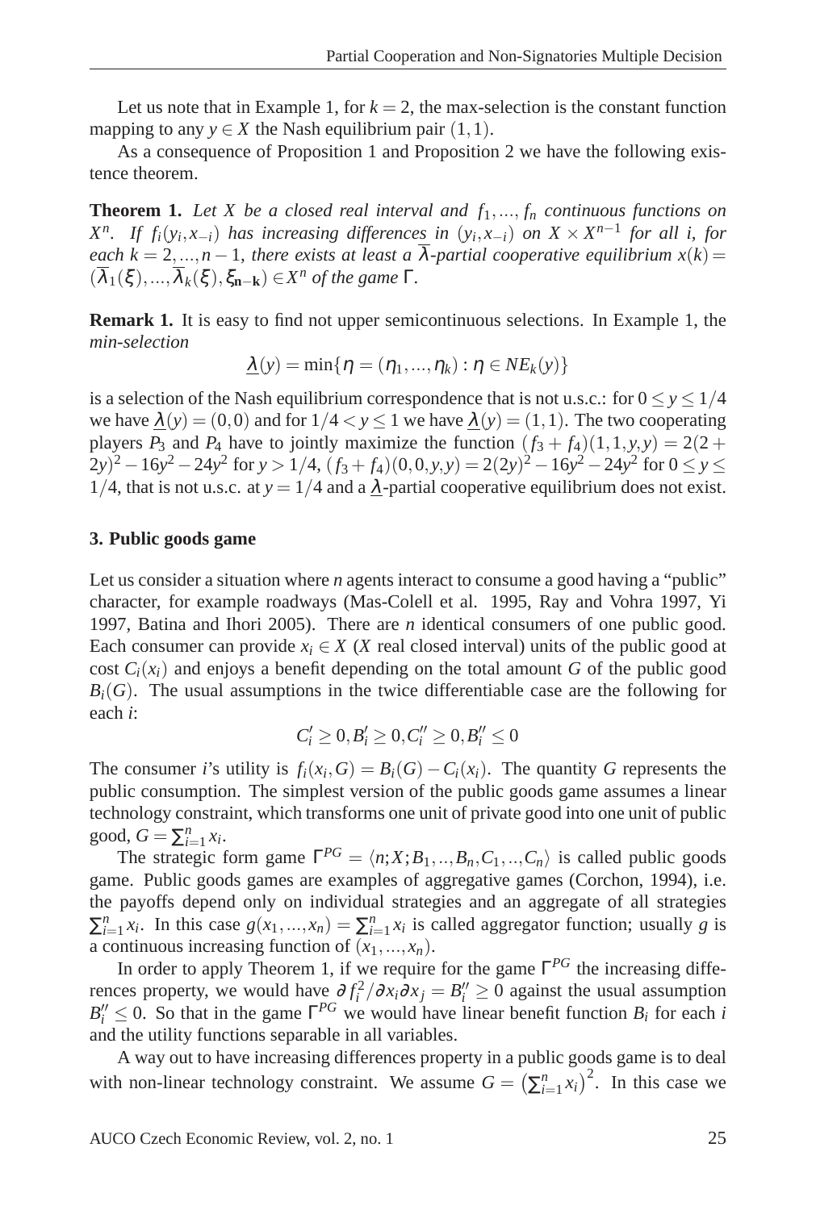Let us note that in Example 1, for $k = 2$, the max-selection is the constant function mapping to any $y \in X$ the Nash equilibrium pair $(1,1)$.

As a consequence of Proposition 1 and Proposition 2 we have the following existence theorem.

**Theorem 1.** *Let $X$ be a closed real interval and $f_1, ..., f_n$ continuous functions on $X^n$. If $f_i(y_i, x_{-i})$ has increasing differences in $(y_i, x_{-i})$ on $X \times X^{n-1}$ for all $i$, for each $k = 2, ..., n-1$, there exists at least a $\overline{\lambda}$-partial cooperative equilibrium $x(k) = (\overline{\lambda}_1(\xi), ..., \overline{\lambda}_k(\xi), \xi_{\mathbf{n-k}}) \in X^n$ of the game $\Gamma$.*

**Remark 1.** It is easy to find not upper semicontinuous selections. In Example 1, the *min-selection*

$$\underline{\lambda}(y) = \min\{\eta = (\eta_1, ..., \eta_k) : \eta \in NE_k(y)\}$$

is a selection of the Nash equilibrium correspondence that is not u.s.c.: for $0 \le y \le 1/4$ we have $\underline{\lambda}(y) = (0,0)$ and for $1/4 < y \le 1$ we have $\underline{\lambda}(y) = (1,1)$. The two cooperating players $P_3$ and $P_4$ have to jointly maximize the function $(f_3 + f_4)(1,1,y,y) = 2(2 + 2y)^2 - 16y^2 - 24y^2$ for $y > 1/4$, $(f_3 + f_4)(0,0,y,y) = 2(2y)^2 - 16y^2 - 24y^2$ for $0 \le y \le 1/4$, that is not u.s.c. at $y = 1/4$ and a $\underline{\lambda}$-partial cooperative equilibrium does not exist.

### 3. Public goods game

Let us consider a situation where $n$ agents interact to consume a good having a "public" character, for example roadways (Mas-Colell et al. 1995, Ray and Vohra 1997, Yi 1997, Batina and Ihori 2005). There are $n$ identical consumers of one public good. Each consumer can provide $x_i \in X$ ($X$ real closed interval) units of the public good at cost $C_i(x_i)$ and enjoys a benefit depending on the total amount $G$ of the public good $B_i(G)$. The usual assumptions in the twice differentiable case are the following for each $i$:

$$C_i' \ge 0, B_i' \ge 0, C_i'' \ge 0, B_i'' \le 0$$

The consumer $i$'s utility is $f_i(x_i, G) = B_i(G) - C_i(x_i)$. The quantity $G$ represents the public consumption. The simplest version of the public goods game assumes a linear technology constraint, which transforms one unit of private good into one unit of public good, $G = \sum_{i=1}^n x_i$.

The strategic form game $\Gamma^{PG} = \langle n; X; B_1, .., B_n, C_1, .., C_n \rangle$ is called public goods game. Public goods games are examples of aggregative games (Corchon, 1994), i.e. the payoffs depend only on individual strategies and an aggregate of all strategies $\sum_{i=1}^n x_i$. In this case $g(x_1, ..., x_n) = \sum_{i=1}^n x_i$ is called aggregator function; usually $g$ is a continuous increasing function of $(x_1, ..., x_n)$.

In order to apply Theorem 1, if we require for the game $\Gamma^{PG}$ the increasing differences property, we would have $\partial f_i^2 / \partial x_i \partial x_j = B_i'' \ge 0$ against the usual assumption $B_i'' \le 0$. So that in the game $\Gamma^{PG}$ we would have linear benefit function $B_i$ for each $i$ and the utility functions separable in all variables.

A way out to have increasing differences property in a public goods game is to deal with non-linear technology constraint. We assume $G = \left(\sum_{i=1}^n x_i\right)^2$. In this case we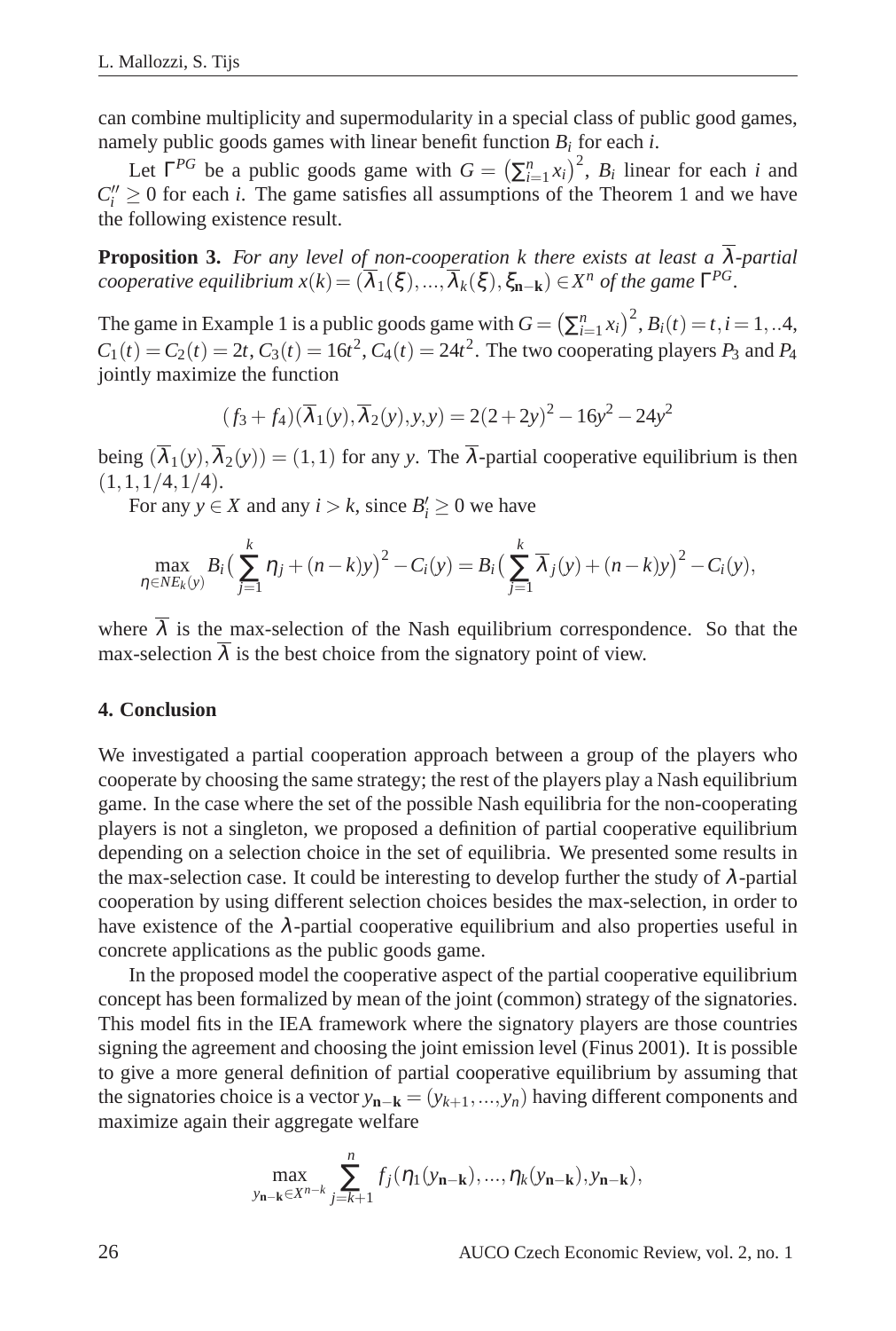can combine multiplicity and supermodularity in a special class of public good games, namely public goods games with linear benefit function $B_i$ for each $i$.

Let $\Gamma^{PG}$ be a public goods game with $G = \left(\sum_{i=1}^{n} x_i\right)^2$, $B_i$ linear for each $i$ and $C_i'' \geq 0$ for each $i$. The game satisfies all assumptions of the Theorem 1 and we have the following existence result.

**Proposition 3.** *For any level of non-cooperation $k$ there exists at least a $\overline{\lambda}$-partial cooperative equilibrium $x(k) = (\overline{\lambda}_1(\xi), ..., \overline{\lambda}_k(\xi), \xi_{\mathbf{n-k}}) \in X^n$ of the game $\Gamma^{PG}$.*

The game in Example 1 is a public goods game with $G = \left(\sum_{i=1}^{n} x_i\right)^2$, $B_i(t) = t, i = 1, ..4$, $C_1(t) = C_2(t) = 2t$, $C_3(t) = 16t^2$, $C_4(t) = 24t^2$. The two cooperating players $P_3$ and $P_4$ jointly maximize the function

$$(f_3 + f_4)(\overline{\lambda}_1(y), \overline{\lambda}_2(y), y, y) = 2(2+2y)^2 - 16y^2 - 24y^2$$

being $(\overline{\lambda}_1(y), \overline{\lambda}_2(y)) = (1,1)$ for any $y$. The $\overline{\lambda}$-partial cooperative equilibrium is then $(1,1,1/4,1/4)$.

For any $y \in X$ and any $i > k$, since $B_i' \geq 0$ we have

$$\max_{\eta \in NE_k(y)} B_i\left(\sum_{j=1}^{k} \eta_j + (n-k)y\right)^2 - C_i(y) = B_i\left(\sum_{j=1}^{k} \overline{\lambda}_j(y) + (n-k)y\right)^2 - C_i(y),$$

where $\overline{\lambda}$ is the max-selection of the Nash equilibrium correspondence. So that the max-selection $\overline{\lambda}$ is the best choice from the signatory point of view.

## 4. Conclusion

We investigated a partial cooperation approach between a group of the players who cooperate by choosing the same strategy; the rest of the players play a Nash equilibrium game. In the case where the set of the possible Nash equilibria for the non-cooperating players is not a singleton, we proposed a definition of partial cooperative equilibrium depending on a selection choice in the set of equilibria. We presented some results in the max-selection case. It could be interesting to develop further the study of $\lambda$-partial cooperation by using different selection choices besides the max-selection, in order to have existence of the $\lambda$-partial cooperative equilibrium and also properties useful in concrete applications as the public goods game.

In the proposed model the cooperative aspect of the partial cooperative equilibrium concept has been formalized by mean of the joint (common) strategy of the signatories. This model fits in the IEA framework where the signatory players are those countries signing the agreement and choosing the joint emission level (Finus 2001). It is possible to give a more general definition of partial cooperative equilibrium by assuming that the signatories choice is a vector $y_{\mathbf{n-k}} = (y_{k+1}, ..., y_n)$ having different components and maximize again their aggregate welfare

$$\max_{y_{\mathbf{n-k}} \in X^{n-k}} \sum_{j=k+1}^{n} f_j(\eta_1(y_{\mathbf{n-k}}), ..., \eta_k(y_{\mathbf{n-k}}), y_{\mathbf{n-k}}),$$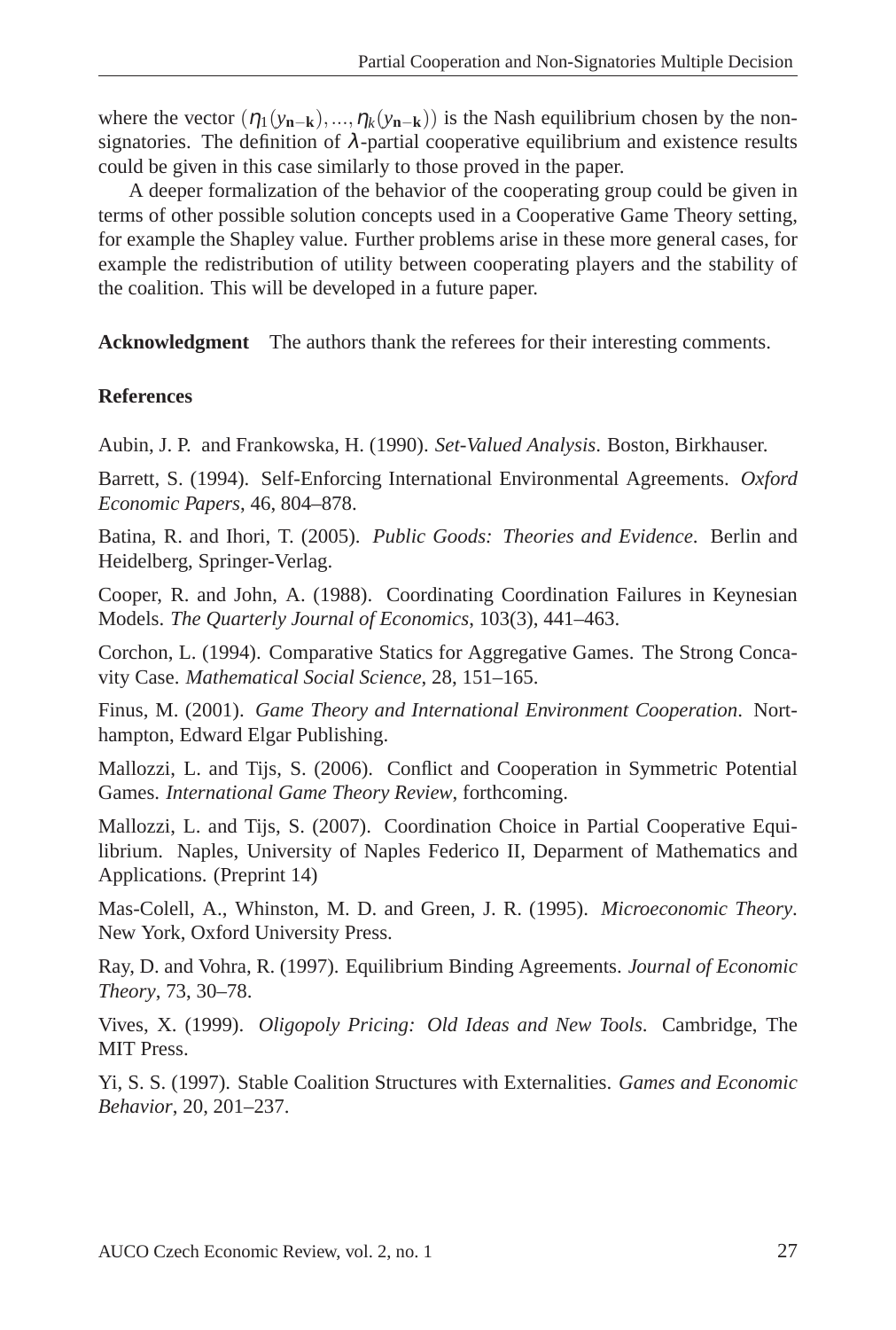where the vector $(\eta_1(y_{\mathbf{n-k}}),...,\eta_k(y_{\mathbf{n-k}}))$ is the Nash equilibrium chosen by the non-signatories. The definition of $\lambda$-partial cooperative equilibrium and existence results could be given in this case similarly to those proved in the paper.

A deeper formalization of the behavior of the cooperating group could be given in terms of other possible solution concepts used in a Cooperative Game Theory setting, for example the Shapley value. Further problems arise in these more general cases, for example the redistribution of utility between cooperating players and the stability of the coalition. This will be developed in a future paper.

**Acknowledgment** The authors thank the referees for their interesting comments.

## References

Aubin, J. P. and Frankowska, H. (1990). *Set-Valued Analysis*. Boston, Birkhauser.

Barrett, S. (1994). Self-Enforcing International Environmental Agreements. *Oxford Economic Papers*, 46, 804–878.

Batina, R. and Ihori, T. (2005). *Public Goods: Theories and Evidence*. Berlin and Heidelberg, Springer-Verlag.

Cooper, R. and John, A. (1988). Coordinating Coordination Failures in Keynesian Models. *The Quarterly Journal of Economics*, 103(3), 441–463.

Corchon, L. (1994). Comparative Statics for Aggregative Games. The Strong Concavity Case. *Mathematical Social Science*, 28, 151–165.

Finus, M. (2001). *Game Theory and International Environment Cooperation*. Northampton, Edward Elgar Publishing.

Mallozzi, L. and Tijs, S. (2006). Conflict and Cooperation in Symmetric Potential Games. *International Game Theory Review*, forthcoming.

Mallozzi, L. and Tijs, S. (2007). Coordination Choice in Partial Cooperative Equilibrium. Naples, University of Naples Federico II, Deparment of Mathematics and Applications. (Preprint 14)

Mas-Colell, A., Whinston, M. D. and Green, J. R. (1995). *Microeconomic Theory*. New York, Oxford University Press.

Ray, D. and Vohra, R. (1997). Equilibrium Binding Agreements. *Journal of Economic Theory*, 73, 30–78.

Vives, X. (1999). *Oligopoly Pricing: Old Ideas and New Tools*. Cambridge, The MIT Press.

Yi, S. S. (1997). Stable Coalition Structures with Externalities. *Games and Economic Behavior*, 20, 201–237.